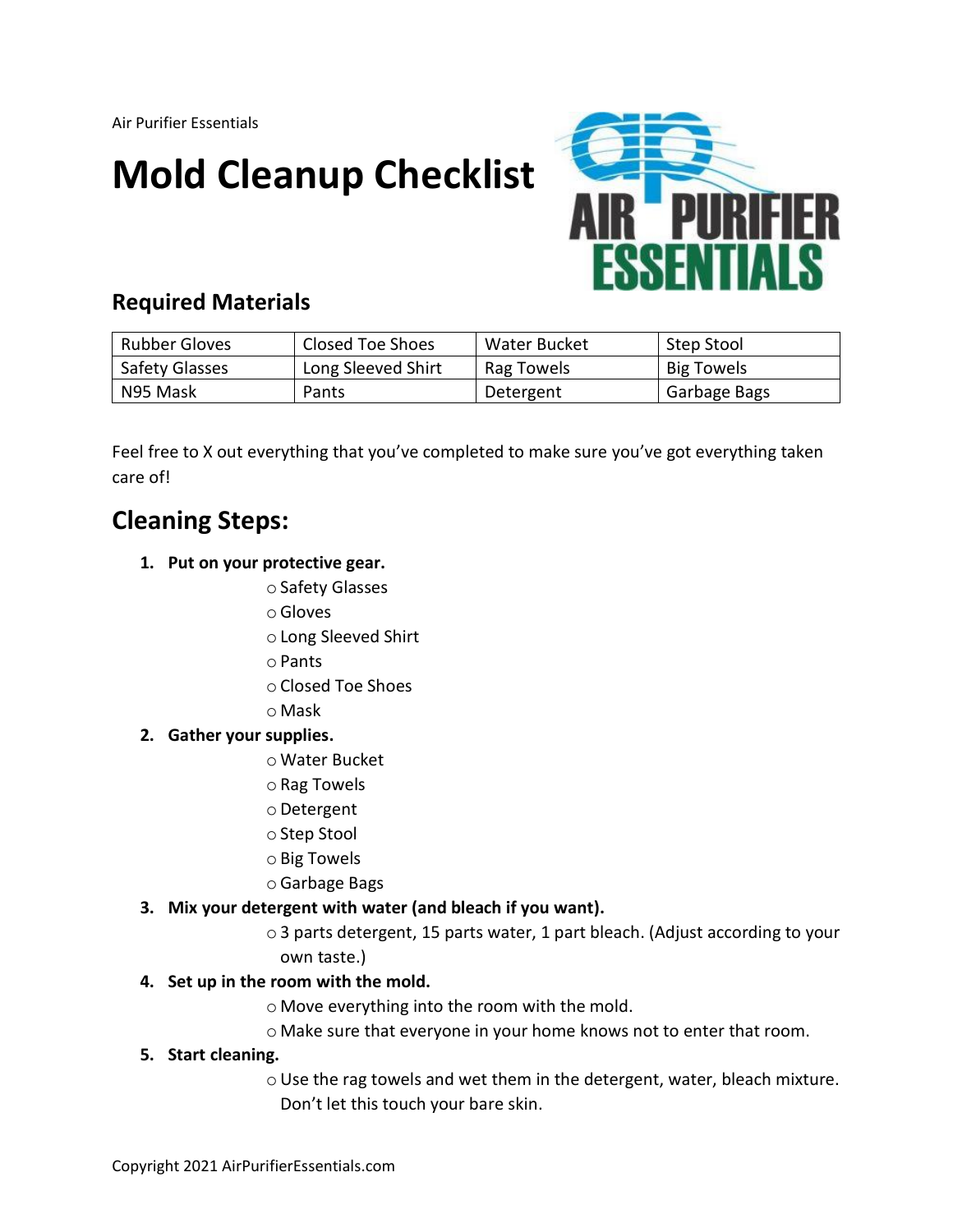Air Purifier Essentials

# Mold Cleanup Checklist

## Required Materials

| Rubber Gloves | Closed Toe Shoes | Water Bucket | Step Stool |
|---|---|---|---|
| Safety Glasses | Long Sleeved Shirt | Rag Towels | Big Towels |
| N95 Mask | Pants | Detergent | Garbage Bags |

Feel free to X out everything that you've completed to make sure you've got everything taken care of!

## Cleaning Steps:

1. **Put on your protective gear.**
   - Safety Glasses
   - Gloves
   - Long Sleeved Shirt
   - Pants
   - Closed Toe Shoes
   - Mask
2. **Gather your supplies.**
   - Water Bucket
   - Rag Towels
   - Detergent
   - Step Stool
   - Big Towels
   - Garbage Bags
3. **Mix your detergent with water (and bleach if you want).**
   - 3 parts detergent, 15 parts water, 1 part bleach. (Adjust according to your own taste.)
4. **Set up in the room with the mold.**
   - Move everything into the room with the mold.
   - Make sure that everyone in your home knows not to enter that room.
5. **Start cleaning.**
   - Use the rag towels and wet them in the detergent, water, bleach mixture. Don't let this touch your bare skin.

Copyright 2021 AirPurifierEssentials.com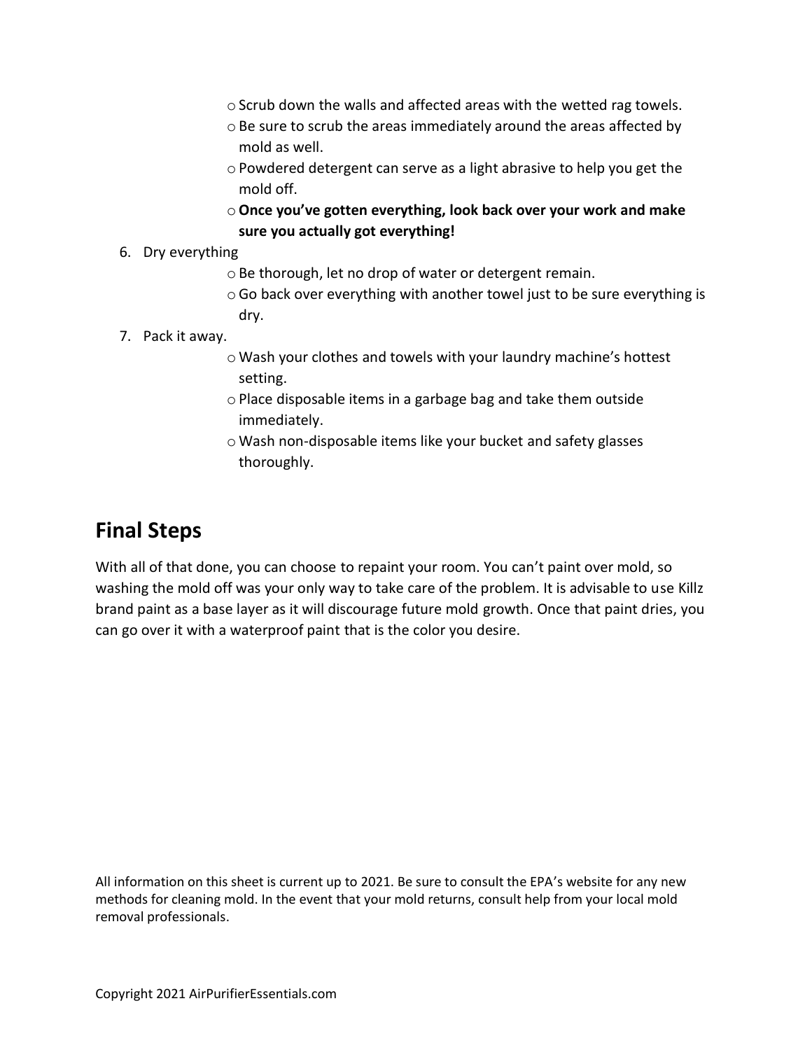- Scrub down the walls and affected areas with the wetted rag towels.
- Be sure to scrub the areas immediately around the areas affected by mold as well.
- Powdered detergent can serve as a light abrasive to help you get the mold off.
- **Once you've gotten everything, look back over your work and make sure you actually got everything!**

6. Dry everything
   - Be thorough, let no drop of water or detergent remain.
   - Go back over everything with another towel just to be sure everything is dry.
7. Pack it away.
   - Wash your clothes and towels with your laundry machine's hottest setting.
   - Place disposable items in a garbage bag and take them outside immediately.
   - Wash non-disposable items like your bucket and safety glasses thoroughly.

## Final Steps

With all of that done, you can choose to repaint your room. You can't paint over mold, so washing the mold off was your only way to take care of the problem. It is advisable to use Killz brand paint as a base layer as it will discourage future mold growth. Once that paint dries, you can go over it with a waterproof paint that is the color you desire.

All information on this sheet is current up to 2021. Be sure to consult the EPA's website for any new methods for cleaning mold. In the event that your mold returns, consult help from your local mold removal professionals.

Copyright 2021 AirPurifierEssentials.com